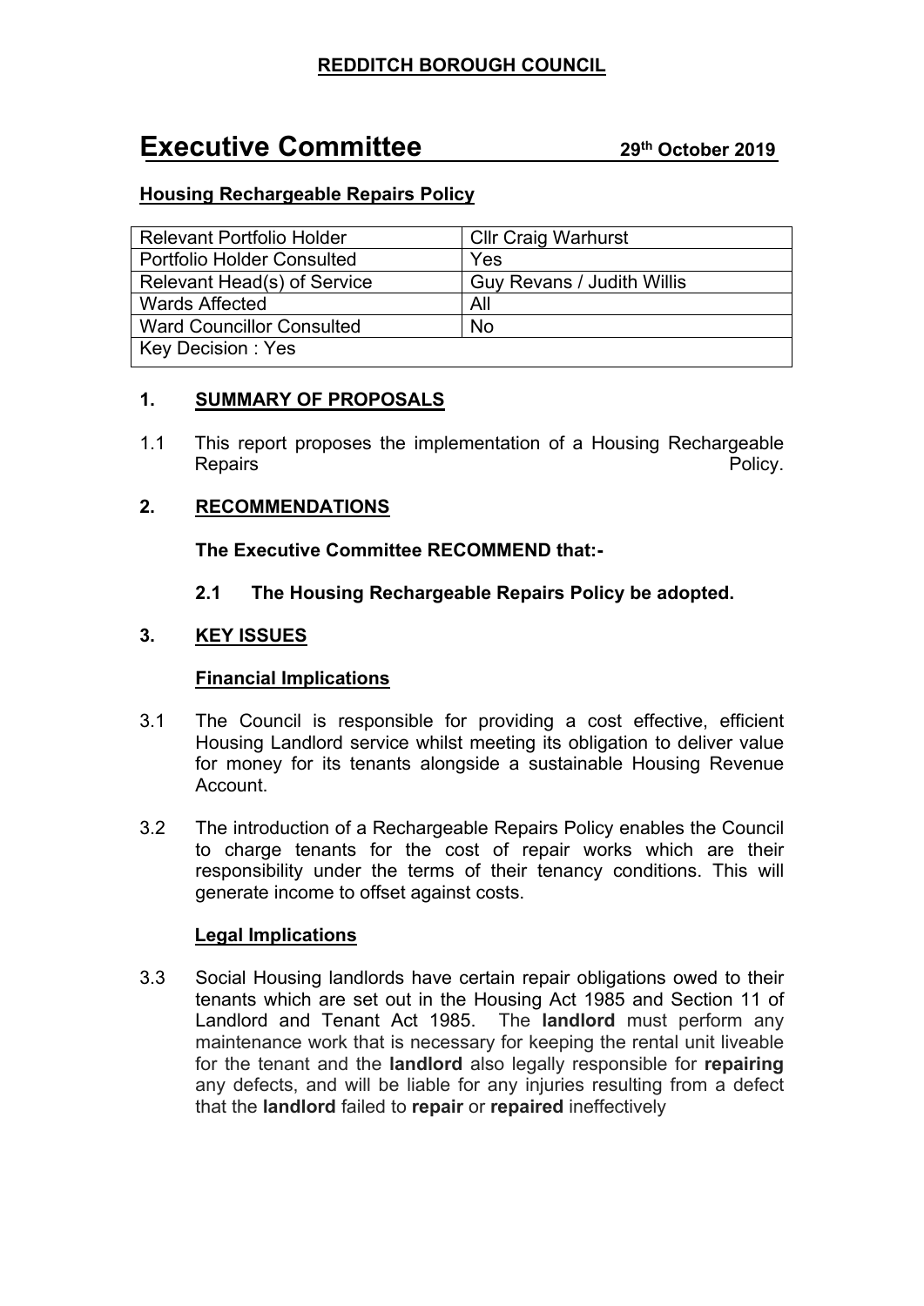**REDDITCH BOROUGH COUNCIL**

# Executive Committee 29th October 2019

## Housing Rechargeable Repairs Policy

| Relevant Portfolio Holder | Cllr Craig Warhurst |
|---|---|
| Portfolio Holder Consulted | Yes |
| Relevant Head(s) of Service | Guy Revans / Judith Willis |
| Wards Affected | All |
| Ward Councillor Consulted | No |
| Key Decision : Yes | |

## 1. SUMMARY OF PROPOSALS

1.1 This report proposes the implementation of a Housing Rechargeable Repairs Policy.

## 2. RECOMMENDATIONS

**The Executive Committee RECOMMEND that:-**

**2.1 The Housing Rechargeable Repairs Policy be adopted.**

## 3. KEY ISSUES

### Financial Implications

3.1 The Council is responsible for providing a cost effective, efficient Housing Landlord service whilst meeting its obligation to deliver value for money for its tenants alongside a sustainable Housing Revenue Account.

3.2 The introduction of a Rechargeable Repairs Policy enables the Council to charge tenants for the cost of repair works which are their responsibility under the terms of their tenancy conditions. This will generate income to offset against costs.

### Legal Implications

3.3 Social Housing landlords have certain repair obligations owed to their tenants which are set out in the Housing Act 1985 and Section 11 of Landlord and Tenant Act 1985. The **landlord** must perform any maintenance work that is necessary for keeping the rental unit liveable for the tenant and the **landlord** also legally responsible for **repairing** any defects, and will be liable for any injuries resulting from a defect that the **landlord** failed to **repair** or **repaired** ineffectively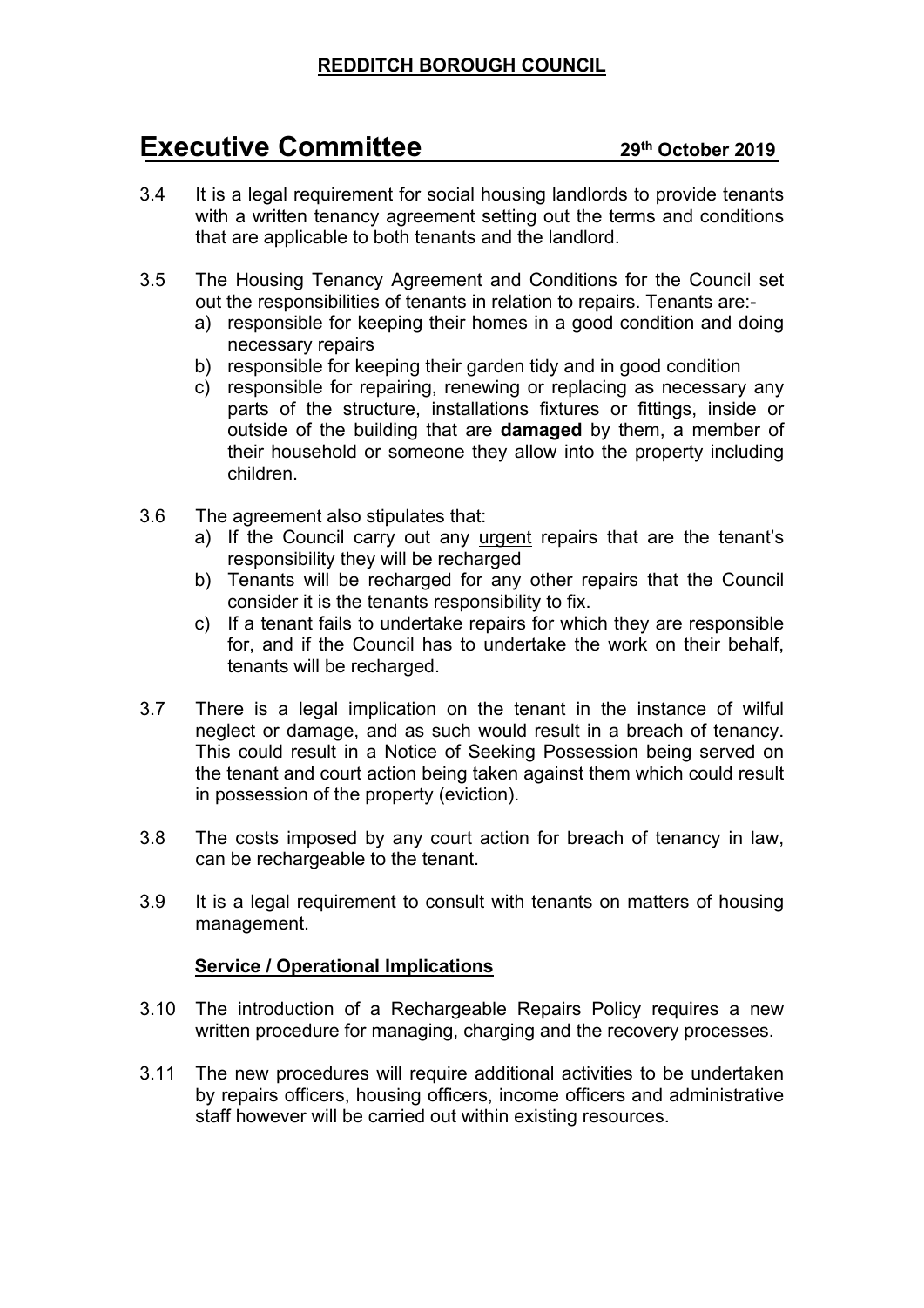3.4 It is a legal requirement for social housing landlords to provide tenants with a written tenancy agreement setting out the terms and conditions that are applicable to both tenants and the landlord.

3.5 The Housing Tenancy Agreement and Conditions for the Council set out the responsibilities of tenants in relation to repairs. Tenants are:-

a) responsible for keeping their homes in a good condition and doing necessary repairs
b) responsible for keeping their garden tidy and in good condition
c) responsible for repairing, renewing or replacing as necessary any parts of the structure, installations fixtures or fittings, inside or outside of the building that are **damaged** by them, a member of their household or someone they allow into the property including children.

3.6 The agreement also stipulates that:

a) If the Council carry out any <u>urgent</u> repairs that are the tenant's responsibility they will be recharged
b) Tenants will be recharged for any other repairs that the Council consider it is the tenants responsibility to fix.
c) If a tenant fails to undertake repairs for which they are responsible for, and if the Council has to undertake the work on their behalf, tenants will be recharged.

3.7 There is a legal implication on the tenant in the instance of wilful neglect or damage, and as such would result in a breach of tenancy. This could result in a Notice of Seeking Possession being served on the tenant and court action being taken against them which could result in possession of the property (eviction).

3.8 The costs imposed by any court action for breach of tenancy in law, can be rechargeable to the tenant.

3.9 It is a legal requirement to consult with tenants on matters of housing management.

**<u>Service / Operational Implications</u>**

3.10 The introduction of a Rechargeable Repairs Policy requires a new written procedure for managing, charging and the recovery processes.

3.11 The new procedures will require additional activities to be undertaken by repairs officers, housing officers, income officers and administrative staff however will be carried out within existing resources.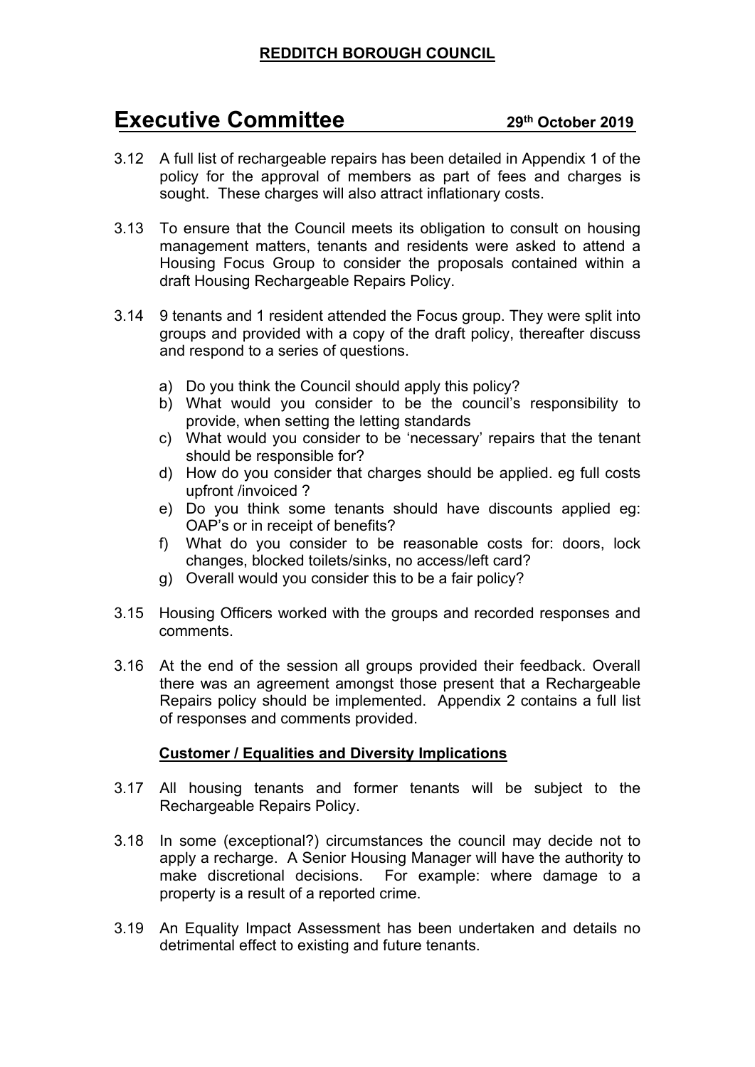3.12 A full list of rechargeable repairs has been detailed in Appendix 1 of the policy for the approval of members as part of fees and charges is sought. These charges will also attract inflationary costs.

3.13 To ensure that the Council meets its obligation to consult on housing management matters, tenants and residents were asked to attend a Housing Focus Group to consider the proposals contained within a draft Housing Rechargeable Repairs Policy.

3.14 9 tenants and 1 resident attended the Focus group. They were split into groups and provided with a copy of the draft policy, thereafter discuss and respond to a series of questions.

a) Do you think the Council should apply this policy?
b) What would you consider to be the council's responsibility to provide, when setting the letting standards
c) What would you consider to be 'necessary' repairs that the tenant should be responsible for?
d) How do you consider that charges should be applied. eg full costs upfront /invoiced ?
e) Do you think some tenants should have discounts applied eg: OAP's or in receipt of benefits?
f) What do you consider to be reasonable costs for: doors, lock changes, blocked toilets/sinks, no access/left card?
g) Overall would you consider this to be a fair policy?

3.15 Housing Officers worked with the groups and recorded responses and comments.

3.16 At the end of the session all groups provided their feedback. Overall there was an agreement amongst those present that a Rechargeable Repairs policy should be implemented. Appendix 2 contains a full list of responses and comments provided.

**Customer / Equalities and Diversity Implications**

3.17 All housing tenants and former tenants will be subject to the Rechargeable Repairs Policy.

3.18 In some (exceptional?) circumstances the council may decide not to apply a recharge. A Senior Housing Manager will have the authority to make discretional decisions. For example: where damage to a property is a result of a reported crime.

3.19 An Equality Impact Assessment has been undertaken and details no detrimental effect to existing and future tenants.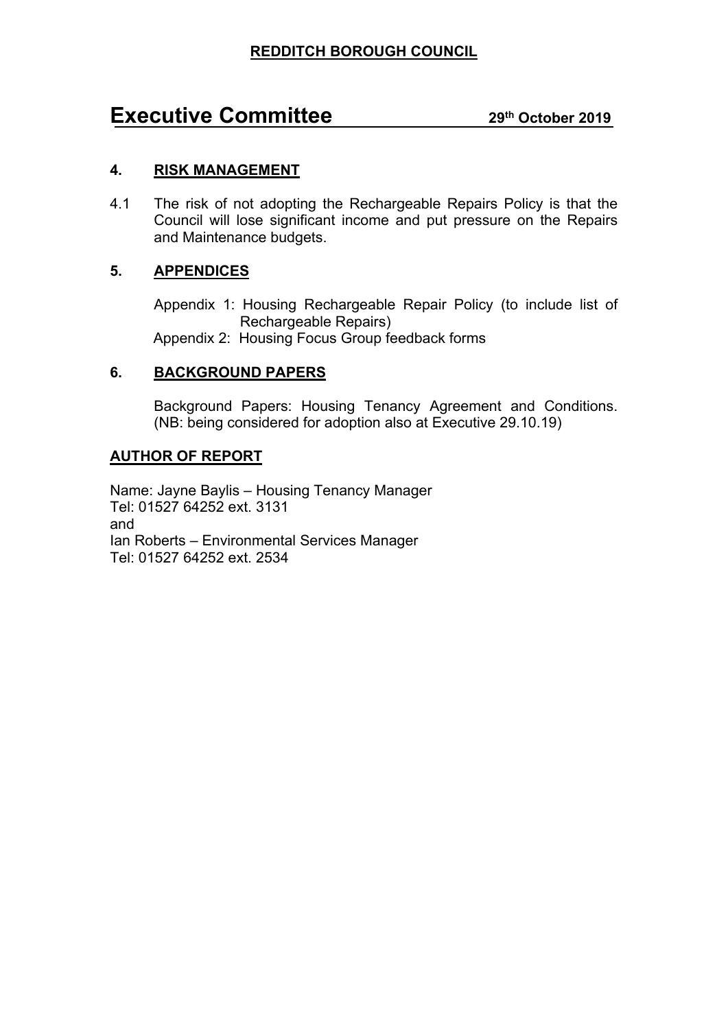**REDDITCH BOROUGH COUNCIL**

# Executive Committee 29th October 2019

## 4. RISK MANAGEMENT

4.1 The risk of not adopting the Rechargeable Repairs Policy is that the Council will lose significant income and put pressure on the Repairs and Maintenance budgets.

## 5. APPENDICES

Appendix 1: Housing Rechargeable Repair Policy (to include list of Rechargeable Repairs)
Appendix 2: Housing Focus Group feedback forms

## 6. BACKGROUND PAPERS

Background Papers: Housing Tenancy Agreement and Conditions. (NB: being considered for adoption also at Executive 29.10.19)

## AUTHOR OF REPORT

Name: Jayne Baylis – Housing Tenancy Manager
Tel: 01527 64252 ext. 3131
and
Ian Roberts – Environmental Services Manager
Tel: 01527 64252 ext. 2534